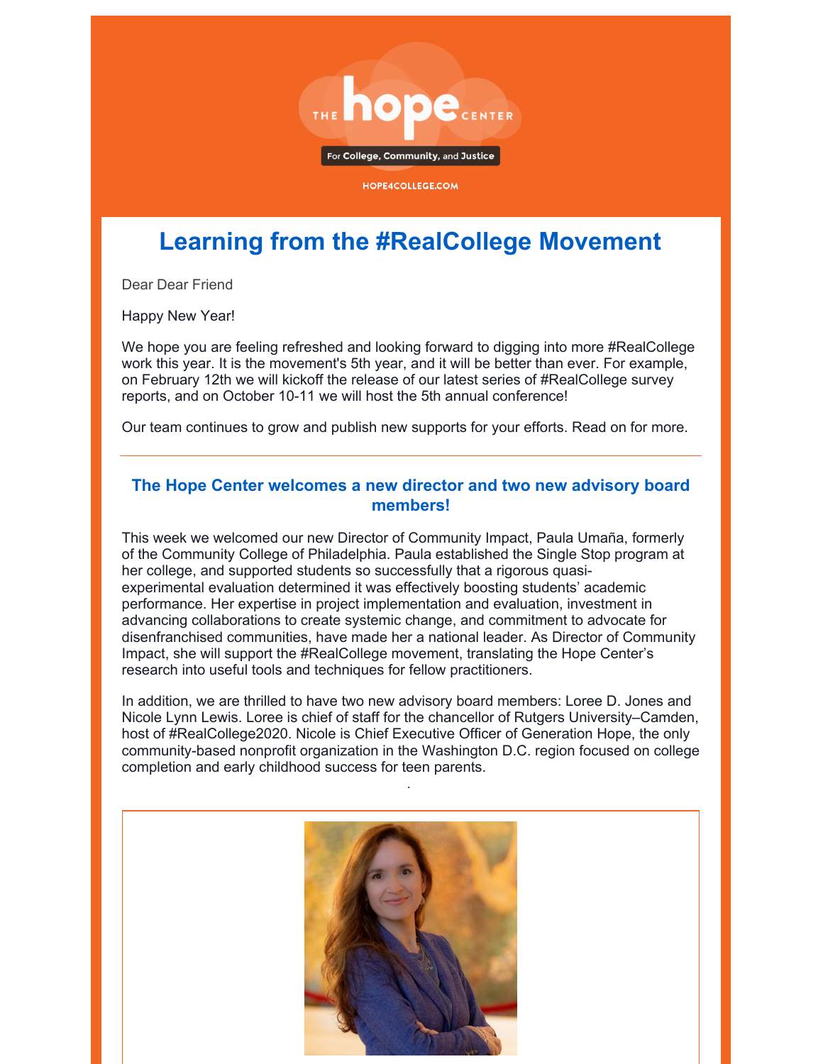THE hope CENTER

For College, Community, and Justice

HOPE4COLLEGE.COM

# Learning from the #RealCollege Movement

Dear Dear Friend

Happy New Year!

We hope you are feeling refreshed and looking forward to digging into more #RealCollege work this year. It is the movement's 5th year, and it will be better than ever. For example, on February 12th we will kickoff the release of our latest series of #RealCollege survey reports, and on October 10-11 we will host the 5th annual conference!

Our team continues to grow and publish new supports for your efforts. Read on for more.

---

### The Hope Center welcomes a new director and two new advisory board members!

This week we welcomed our new Director of Community Impact, Paula Umaña, formerly of the Community College of Philadelphia. Paula established the Single Stop program at her college, and supported students so successfully that a rigorous quasi-experimental evaluation determined it was effectively boosting students' academic performance. Her expertise in project implementation and evaluation, investment in advancing collaborations to create systemic change, and commitment to advocate for disenfranchised communities, have made her a national leader. As Director of Community Impact, she will support the #RealCollege movement, translating the Hope Center's research into useful tools and techniques for fellow practitioners.

In addition, we are thrilled to have two new advisory board members: Loree D. Jones and Nicole Lynn Lewis. Loree is chief of staff for the chancellor of Rutgers University–Camden, host of #RealCollege2020. Nicole is Chief Executive Officer of Generation Hope, the only community-based nonprofit organization in the Washington D.C. region focused on college completion and early childhood success for teen parents.

.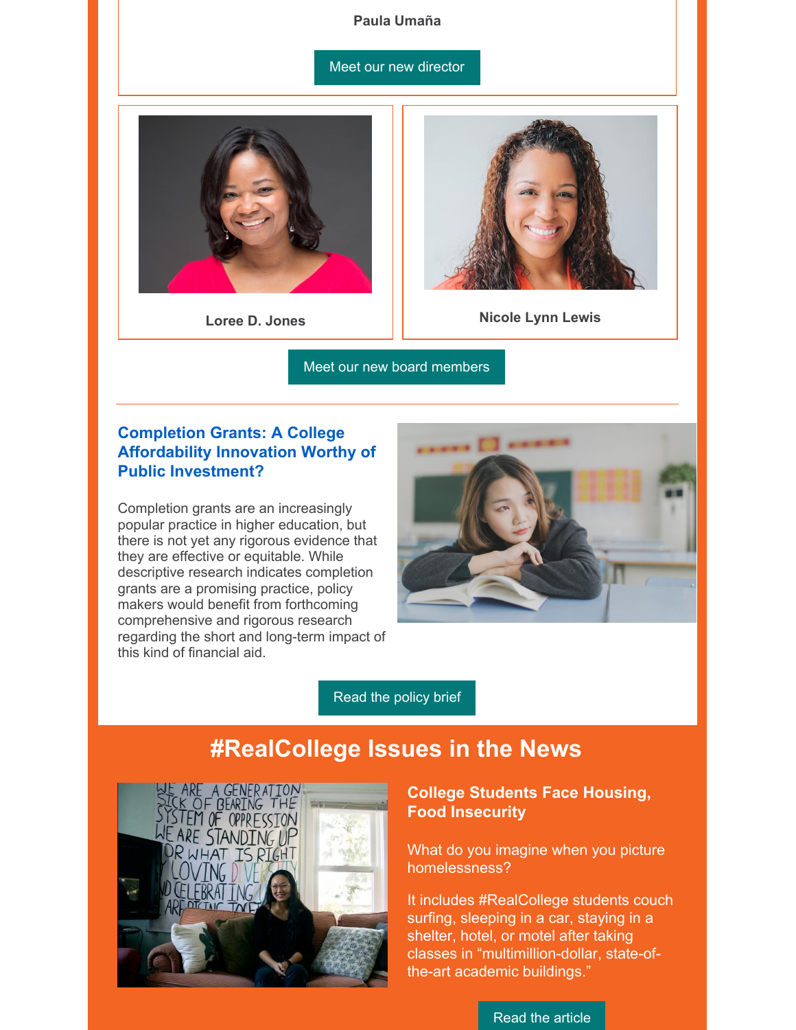**Paula Umaña**

Meet our new director

**Loree D. Jones**

**Nicole Lynn Lewis**

Meet our new board members

---

### Completion Grants: A College Affordability Innovation Worthy of Public Investment?

Completion grants are an increasingly popular practice in higher education, but there is not yet any rigorous evidence that they are effective or equitable. While descriptive research indicates completion grants are a promising practice, policy makers would benefit from forthcoming comprehensive and rigorous research regarding the short and long-term impact of this kind of financial aid.

Read the policy brief

## #RealCollege Issues in the News

### College Students Face Housing, Food Insecurity

What do you imagine when you picture homelessness?

It includes #RealCollege students couch surfing, sleeping in a car, staying in a shelter, hotel, or motel after taking classes in "multimillion-dollar, state-of-the-art academic buildings."

Read the article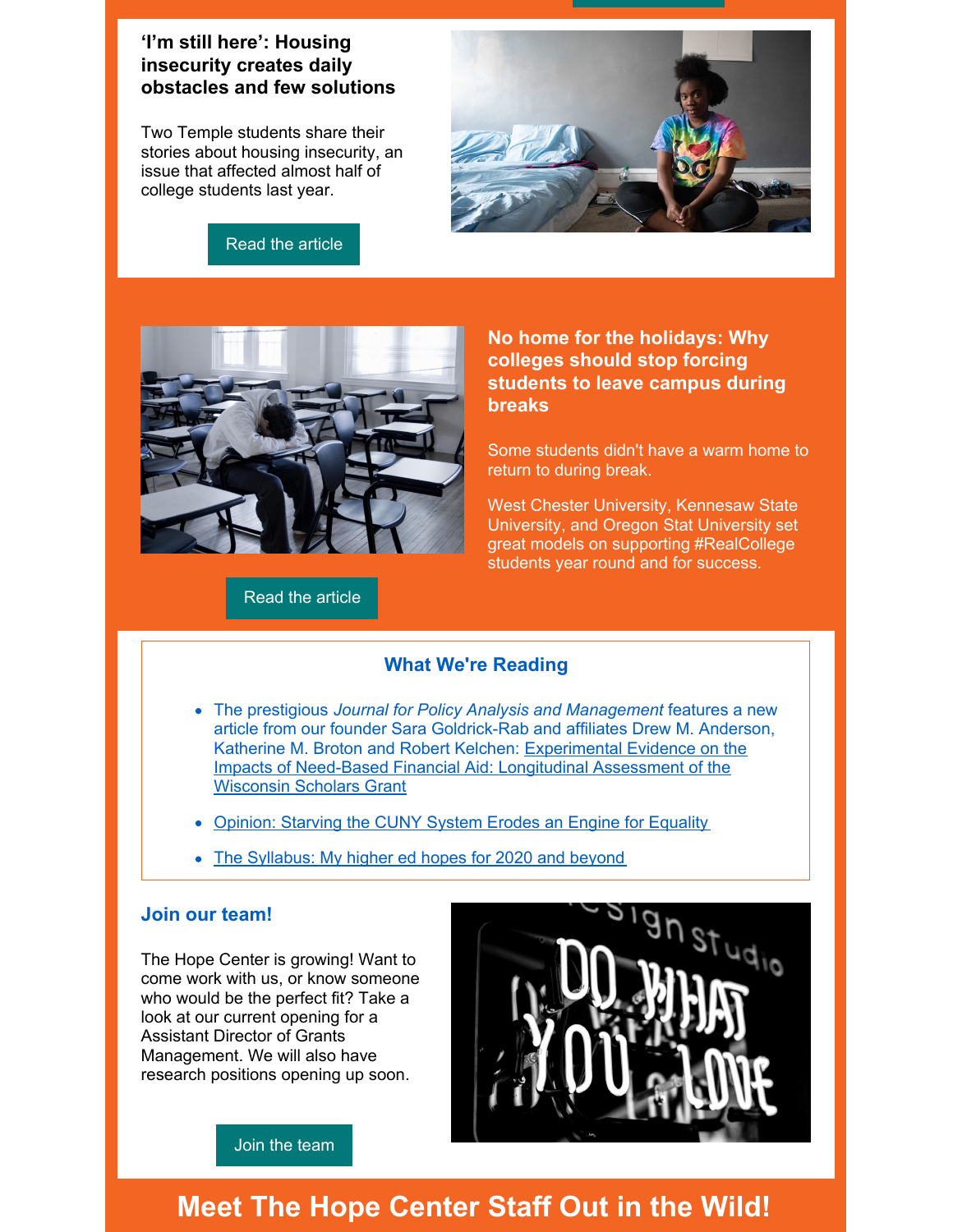## 'I'm still here': Housing insecurity creates daily obstacles and few solutions

Two Temple students share their stories about housing insecurity, an issue that affected almost half of college students last year.

Read the article

## No home for the holidays: Why colleges should stop forcing students to leave campus during breaks

Some students didn't have a warm home to return to during break.

West Chester University, Kennesaw State University, and Oregon Stat University set great models on supporting #RealCollege students year round and for success.

Read the article

### What We're Reading

- The prestigious *Journal for Policy Analysis and Management* features a new article from our founder Sara Goldrick-Rab and affiliates Drew M. Anderson, Katherine M. Broton and Robert Kelchen: Experimental Evidence on the Impacts of Need-Based Financial Aid: Longitudinal Assessment of the Wisconsin Scholars Grant
- Opinion: Starving the CUNY System Erodes an Engine for Equality
- The Syllabus: My higher ed hopes for 2020 and beyond

### Join our team!

The Hope Center is growing! Want to come work with us, or know someone who would be the perfect fit? Take a look at our current opening for a Assistant Director of Grants Management. We will also have research positions opening up soon.

Join the team

## Meet The Hope Center Staff Out in the Wild!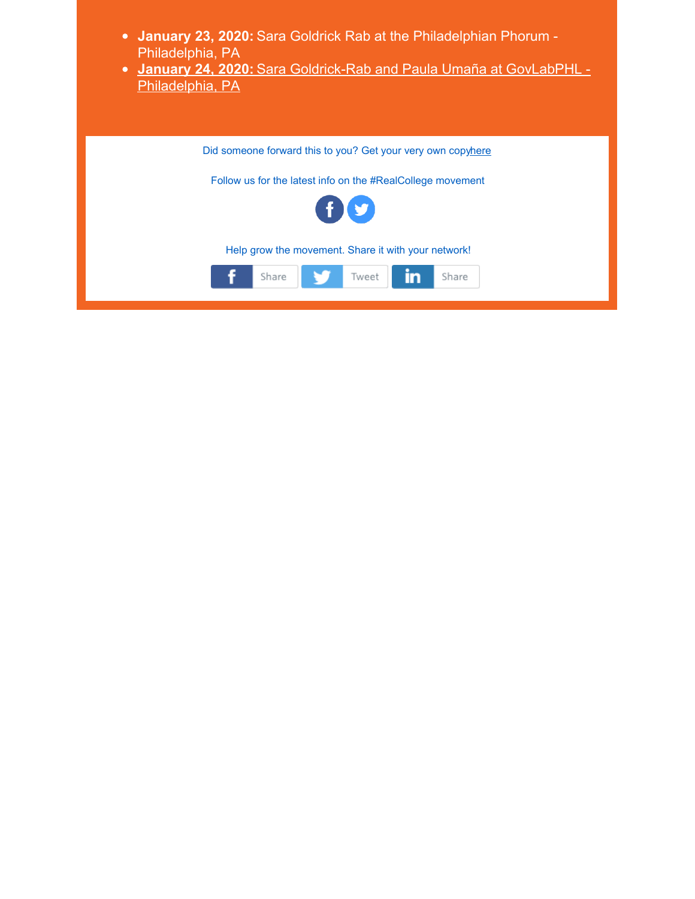- **January 23, 2020:** Sara Goldrick Rab at the Philadelphian Phorum - Philadelphia, PA
- **January 24, 2020:** Sara Goldrick-Rab and Paula Umaña at GovLabPHL - Philadelphia, PA

Did someone forward this to you? Get your very own copyhere

Follow us for the latest info on the #RealCollege movement

Help grow the movement. Share it with your network!

Share Tweet Share